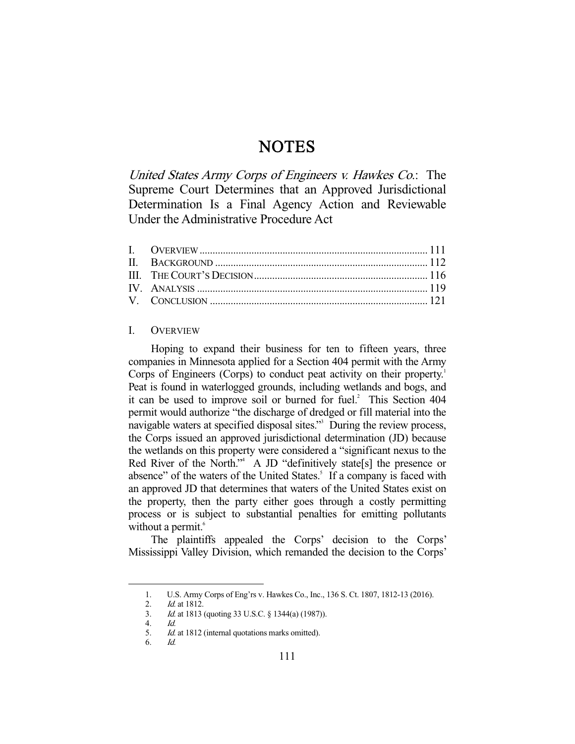# NOTES

*United States Army Corps of Engineers v. Hawkes Co.*: The Supreme Court Determines that an Approved Jurisdictional Determination Is a Final Agency Action and Reviewable Under the Administrative Procedure Act

| | | |
|---|---|---|
| I. | OVERVIEW | 111 |
| II. | BACKGROUND | 112 |
| III. | THE COURT'S DECISION | 116 |
| IV. | ANALYSIS | 119 |
| V. | CONCLUSION | 121 |

## I. OVERVIEW

Hoping to expand their business for ten to fifteen years, three companies in Minnesota applied for a Section 404 permit with the Army Corps of Engineers (Corps) to conduct peat activity on their property.[1] Peat is found in waterlogged grounds, including wetlands and bogs, and it can be used to improve soil or burned for fuel.[2] This Section 404 permit would authorize "the discharge of dredged or fill material into the navigable waters at specified disposal sites."[3] During the review process, the Corps issued an approved jurisdictional determination (JD) because the wetlands on this property were considered a "significant nexus to the Red River of the North."[4] A JD "definitively state[s] the presence or absence" of the waters of the United States.[5] If a company is faced with an approved JD that determines that waters of the United States exist on the property, then the party either goes through a costly permitting process or is subject to substantial penalties for emitting pollutants without a permit.[6]

The plaintiffs appealed the Corps' decision to the Corps' Mississippi Valley Division, which remanded the decision to the Corps'

---

1. U.S. Army Corps of Eng'rs v. Hawkes Co., Inc., 136 S. Ct. 1807, 1812-13 (2016).
2. *Id.* at 1812.
3. *Id.* at 1813 (quoting 33 U.S.C. § 1344(a) (1987)).
4. *Id.*
5. *Id.* at 1812 (internal quotations marks omitted).
6. *Id.*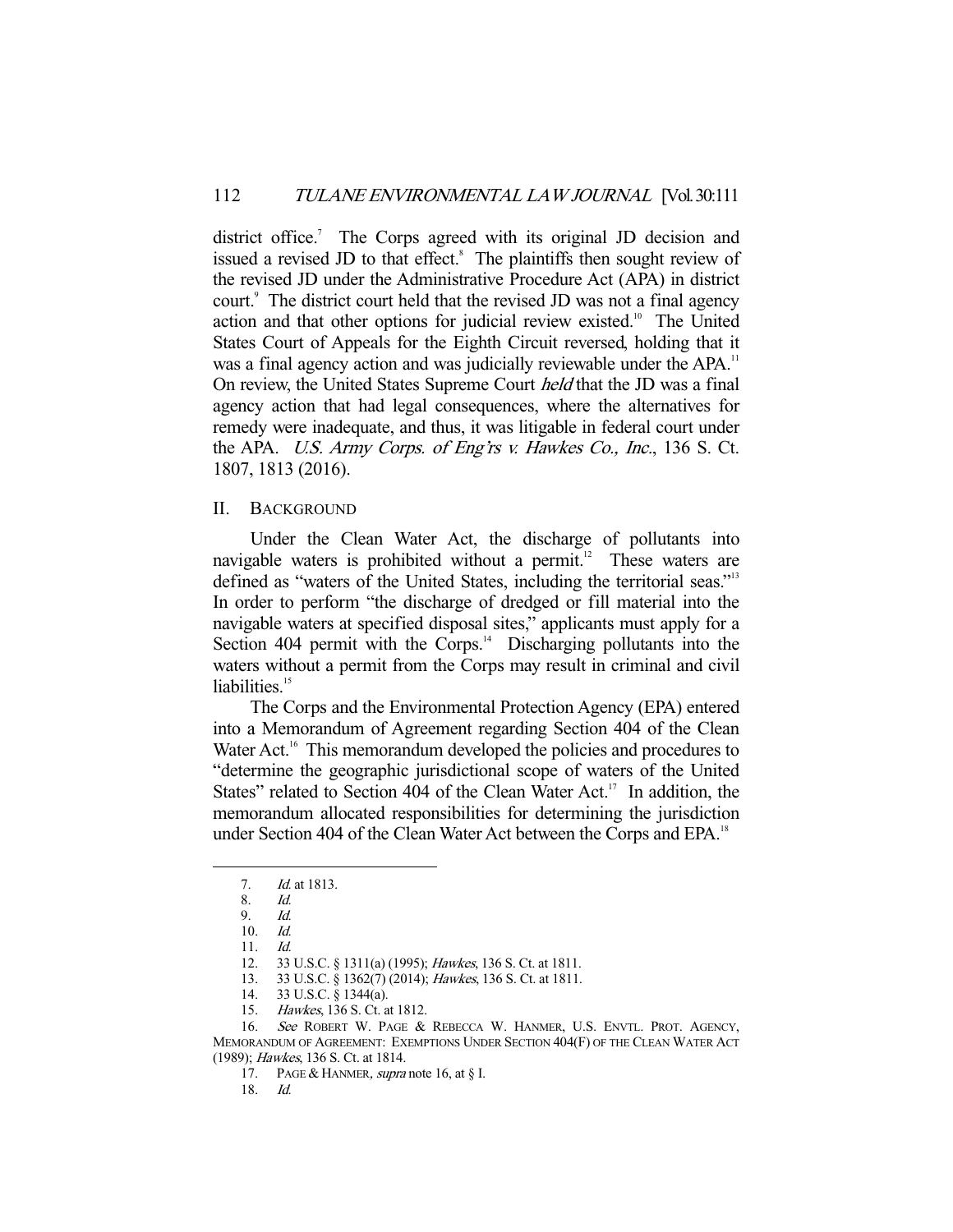district office.[7] The Corps agreed with its original JD decision and issued a revised JD to that effect.[8] The plaintiffs then sought review of the revised JD under the Administrative Procedure Act (APA) in district court.[9] The district court held that the revised JD was not a final agency action and that other options for judicial review existed.[10] The United States Court of Appeals for the Eighth Circuit reversed, holding that it was a final agency action and was judicially reviewable under the APA.[11] On review, the United States Supreme Court *held* that the JD was a final agency action that had legal consequences, where the alternatives for remedy were inadequate, and thus, it was litigable in federal court under the APA. *U.S. Army Corps. of Eng'rs v. Hawkes Co., Inc.*, 136 S. Ct. 1807, 1813 (2016).

## II. BACKGROUND

Under the Clean Water Act, the discharge of pollutants into navigable waters is prohibited without a permit.[12] These waters are defined as "waters of the United States, including the territorial seas."[13] In order to perform "the discharge of dredged or fill material into the navigable waters at specified disposal sites," applicants must apply for a Section 404 permit with the Corps.[14] Discharging pollutants into the waters without a permit from the Corps may result in criminal and civil liabilities.[15]

The Corps and the Environmental Protection Agency (EPA) entered into a Memorandum of Agreement regarding Section 404 of the Clean Water Act.[16] This memorandum developed the policies and procedures to "determine the geographic jurisdictional scope of waters of the United States" related to Section 404 of the Clean Water Act.[17] In addition, the memorandum allocated responsibilities for determining the jurisdiction under Section 404 of the Clean Water Act between the Corps and EPA.[18]

---

7. *Id.* at 1813.
8. *Id.*
9. *Id.*
10. *Id.*
11. *Id.*
12. 33 U.S.C. § 1311(a) (1995); *Hawkes*, 136 S. Ct. at 1811.
13. 33 U.S.C. § 1362(7) (2014); *Hawkes*, 136 S. Ct. at 1811.
14. 33 U.S.C. § 1344(a).
15. *Hawkes*, 136 S. Ct. at 1812.
16. *See* ROBERT W. PAGE & REBECCA W. HANMER, U.S. ENVTL. PROT. AGENCY, MEMORANDUM OF AGREEMENT: EXEMPTIONS UNDER SECTION 404(F) OF THE CLEAN WATER ACT (1989); *Hawkes*, 136 S. Ct. at 1814.
17. PAGE & HANMER, *supra* note 16, at § I.
18. *Id.*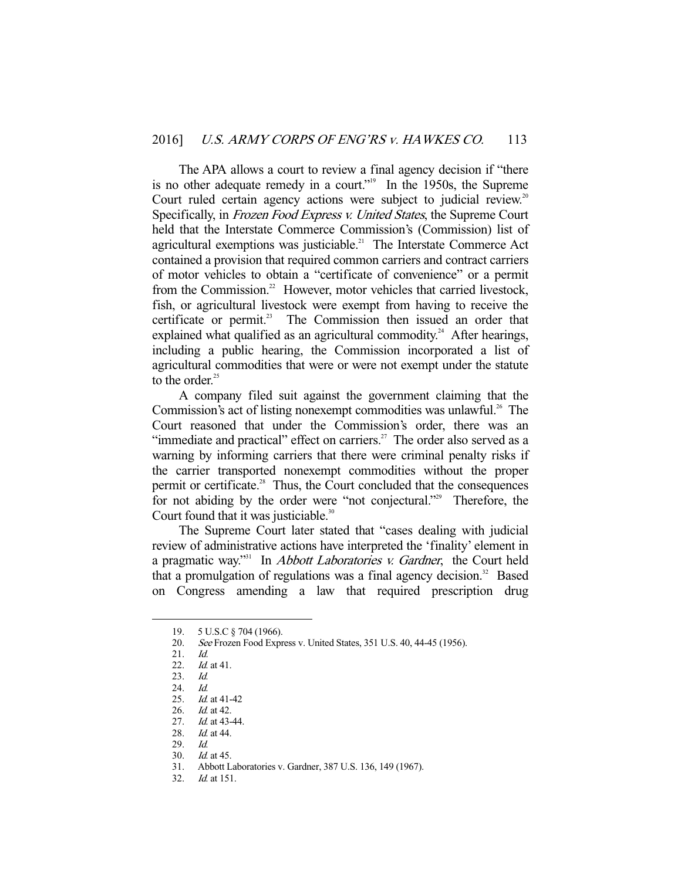The APA allows a court to review a final agency decision if "there is no other adequate remedy in a court."[19] In the 1950s, the Supreme Court ruled certain agency actions were subject to judicial review.[20] Specifically, in *Frozen Food Express v. United States*, the Supreme Court held that the Interstate Commerce Commission's (Commission) list of agricultural exemptions was justiciable.[21] The Interstate Commerce Act contained a provision that required common carriers and contract carriers of motor vehicles to obtain a "certificate of convenience" or a permit from the Commission.[22] However, motor vehicles that carried livestock, fish, or agricultural livestock were exempt from having to receive the certificate or permit.[23] The Commission then issued an order that explained what qualified as an agricultural commodity.[24] After hearings, including a public hearing, the Commission incorporated a list of agricultural commodities that were or were not exempt under the statute to the order.[25]

A company filed suit against the government claiming that the Commission's act of listing nonexempt commodities was unlawful.[26] The Court reasoned that under the Commission's order, there was an "immediate and practical" effect on carriers.[27] The order also served as a warning by informing carriers that there were criminal penalty risks if the carrier transported nonexempt commodities without the proper permit or certificate.[28] Thus, the Court concluded that the consequences for not abiding by the order were "not conjectural."[29] Therefore, the Court found that it was justiciable.[30]

The Supreme Court later stated that "cases dealing with judicial review of administrative actions have interpreted the 'finality' element in a pragmatic way."[31] In *Abbott Laboratories v. Gardner*, the Court held that a promulgation of regulations was a final agency decision.[32] Based on Congress amending a law that required prescription drug

---

19. 5 U.S.C § 704 (1966).
20. *See* Frozen Food Express v. United States, 351 U.S. 40, 44-45 (1956).
21. *Id.*
22. *Id.* at 41.
23. *Id.*
24. *Id.*
25. *Id.* at 41-42
26. *Id.* at 42.
27. *Id.* at 43-44.
28. *Id.* at 44.
29. *Id.*
30. *Id.* at 45.
31. Abbott Laboratories v. Gardner, 387 U.S. 136, 149 (1967).
32. *Id.* at 151.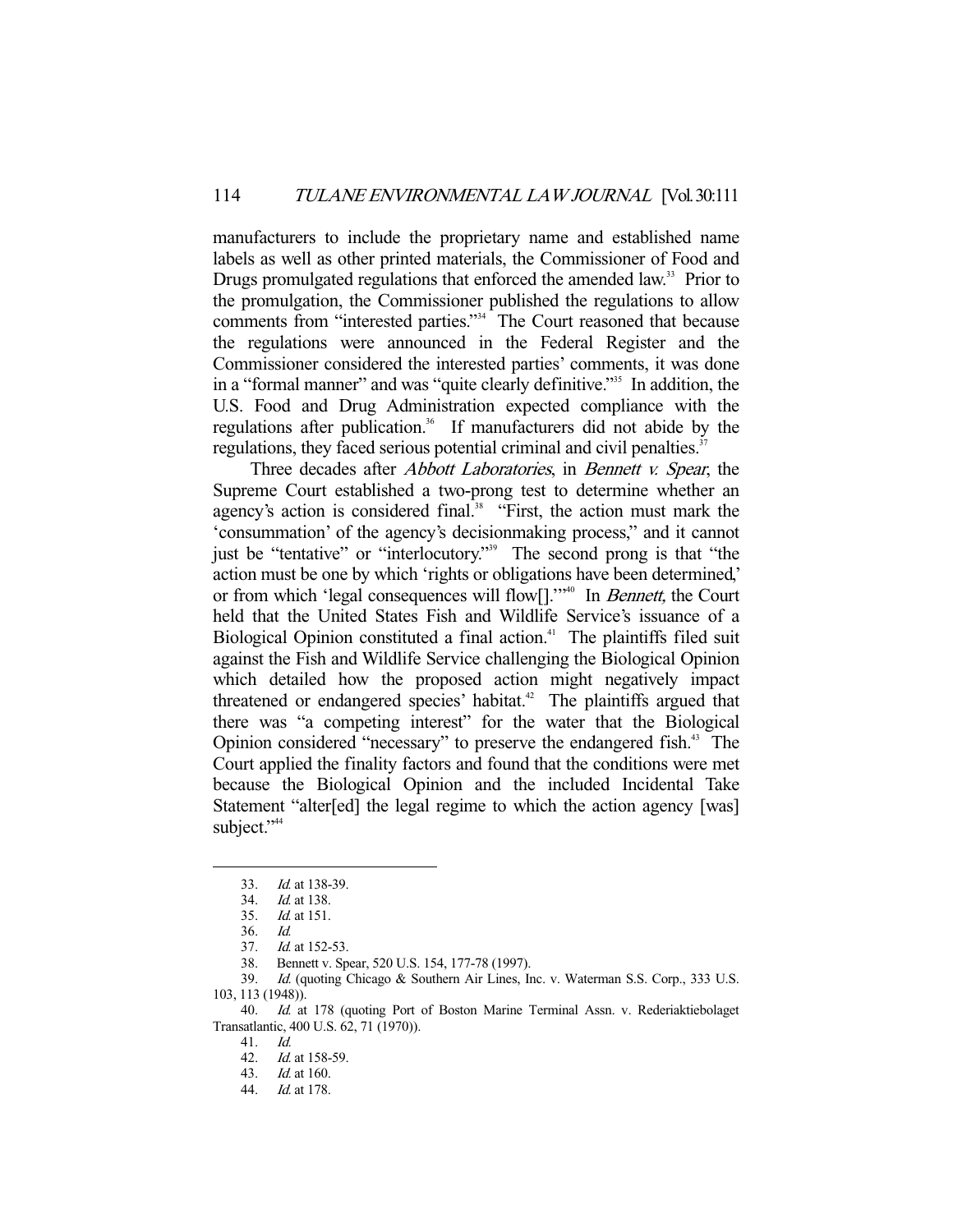manufacturers to include the proprietary name and established name labels as well as other printed materials, the Commissioner of Food and Drugs promulgated regulations that enforced the amended law.[33] Prior to the promulgation, the Commissioner published the regulations to allow comments from "interested parties."[34] The Court reasoned that because the regulations were announced in the Federal Register and the Commissioner considered the interested parties' comments, it was done in a "formal manner" and was "quite clearly definitive."[35] In addition, the U.S. Food and Drug Administration expected compliance with the regulations after publication.[36] If manufacturers did not abide by the regulations, they faced serious potential criminal and civil penalties.[37]

Three decades after *Abbott Laboratories*, in *Bennett v. Spear*, the Supreme Court established a two-prong test to determine whether an agency's action is considered final.[38] "First, the action must mark the 'consummation' of the agency's decisionmaking process," and it cannot just be "tentative" or "interlocutory."[39] The second prong is that "the action must be one by which 'rights or obligations have been determined,' or from which 'legal consequences will flow[].'"[40] In *Bennett*, the Court held that the United States Fish and Wildlife Service's issuance of a Biological Opinion constituted a final action.[41] The plaintiffs filed suit against the Fish and Wildlife Service challenging the Biological Opinion which detailed how the proposed action might negatively impact threatened or endangered species' habitat.[42] The plaintiffs argued that there was "a competing interest" for the water that the Biological Opinion considered "necessary" to preserve the endangered fish.[43] The Court applied the finality factors and found that the conditions were met because the Biological Opinion and the included Incidental Take Statement "alter[ed] the legal regime to which the action agency [was] subject."[44]

---

33. *Id.* at 138-39.
34. *Id.* at 138.
35. *Id.* at 151.
36. *Id.*
37. *Id.* at 152-53.
38. Bennett v. Spear, 520 U.S. 154, 177-78 (1997).
39. *Id.* (quoting Chicago & Southern Air Lines, Inc. v. Waterman S.S. Corp., 333 U.S. 103, 113 (1948)).
40. *Id.* at 178 (quoting Port of Boston Marine Terminal Assn. v. Rederiaktiebolaget Transatlantic, 400 U.S. 62, 71 (1970)).
41. *Id.*
42. *Id.* at 158-59.
43. *Id.* at 160.
44. *Id.* at 178.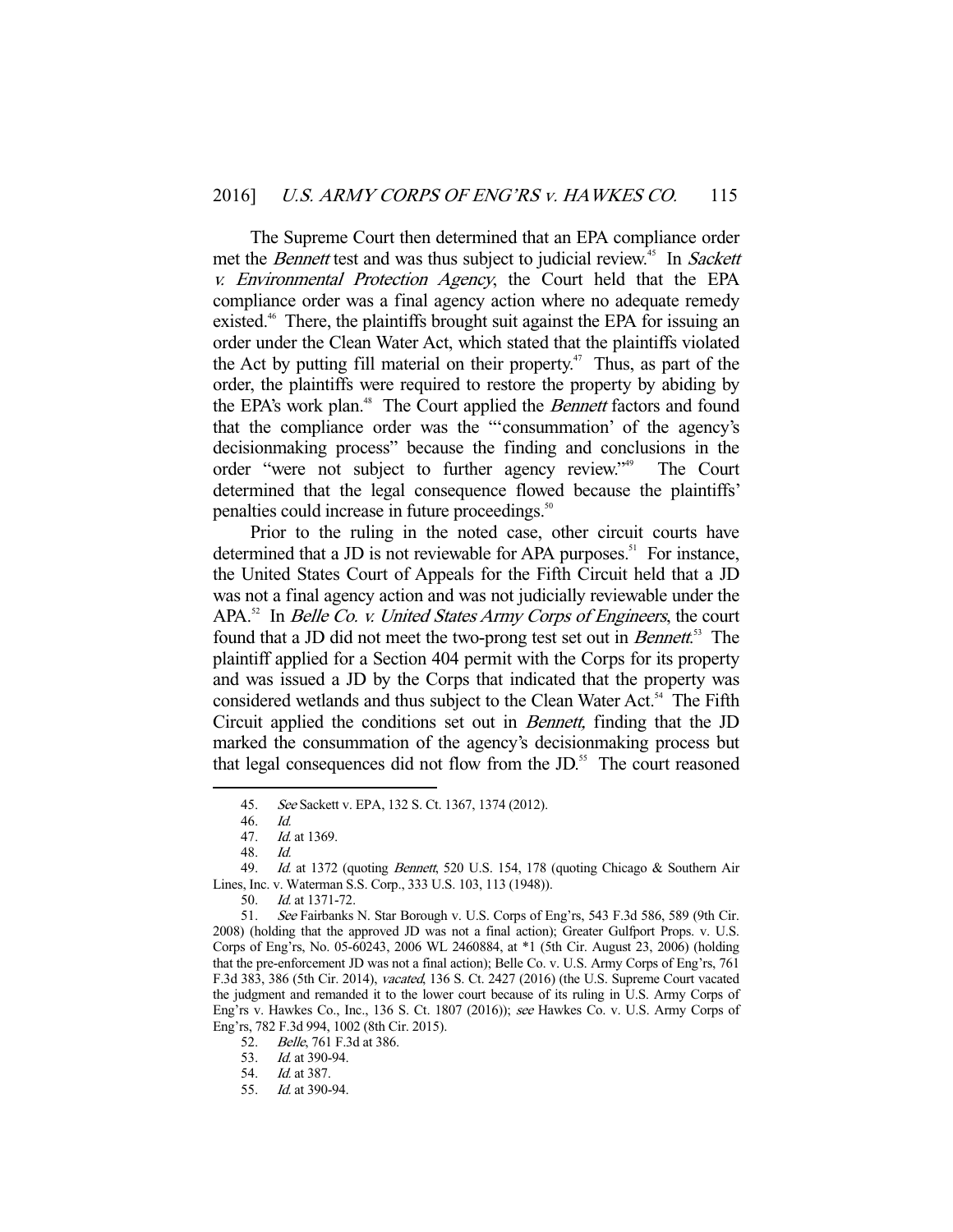The Supreme Court then determined that an EPA compliance order met the *Bennett* test and was thus subject to judicial review.[45] In *Sackett v. Environmental Protection Agency*, the Court held that the EPA compliance order was a final agency action where no adequate remedy existed.[46] There, the plaintiffs brought suit against the EPA for issuing an order under the Clean Water Act, which stated that the plaintiffs violated the Act by putting fill material on their property.[47] Thus, as part of the order, the plaintiffs were required to restore the property by abiding by the EPA's work plan.[48] The Court applied the *Bennett* factors and found that the compliance order was the "'consummation' of the agency's decisionmaking process" because the finding and conclusions in the order "were not subject to further agency review."[49] The Court determined that the legal consequence flowed because the plaintiffs' penalties could increase in future proceedings.[50]

Prior to the ruling in the noted case, other circuit courts have determined that a JD is not reviewable for APA purposes.[51] For instance, the United States Court of Appeals for the Fifth Circuit held that a JD was not a final agency action and was not judicially reviewable under the APA.[52] In *Belle Co. v. United States Army Corps of Engineers*, the court found that a JD did not meet the two-prong test set out in *Bennett*.[53] The plaintiff applied for a Section 404 permit with the Corps for its property and was issued a JD by the Corps that indicated that the property was considered wetlands and thus subject to the Clean Water Act.[54] The Fifth Circuit applied the conditions set out in *Bennett,* finding that the JD marked the consummation of the agency's decisionmaking process but that legal consequences did not flow from the JD.[55] The court reasoned

---

45. *See* Sackett v. EPA, 132 S. Ct. 1367, 1374 (2012).

46. *Id.*

47. *Id.* at 1369.

48. *Id.*

49. *Id.* at 1372 (quoting *Bennett*, 520 U.S. 154, 178 (quoting Chicago & Southern Air Lines, Inc. v. Waterman S.S. Corp., 333 U.S. 103, 113 (1948)).

50. *Id.* at 1371-72.

51. *See* Fairbanks N. Star Borough v. U.S. Corps of Eng'rs, 543 F.3d 586, 589 (9th Cir. 2008) (holding that the approved JD was not a final action); Greater Gulfport Props. v. U.S. Corps of Eng'rs, No. 05-60243, 2006 WL 2460884, at *1 (5th Cir. August 23, 2006) (holding that the pre-enforcement JD was not a final action); Belle Co. v. U.S. Army Corps of Eng'rs, 761 F.3d 383, 386 (5th Cir. 2014), *vacated*, 136 S. Ct. 2427 (2016) (the U.S. Supreme Court vacated the judgment and remanded it to the lower court because of its ruling in U.S. Army Corps of Eng'rs v. Hawkes Co., Inc., 136 S. Ct. 1807 (2016)); *see* Hawkes Co. v. U.S. Army Corps of Eng'rs, 782 F.3d 994, 1002 (8th Cir. 2015).

52. *Belle*, 761 F.3d at 386.

53. *Id.* at 390-94.

54. *Id.* at 387.

55. *Id.* at 390-94.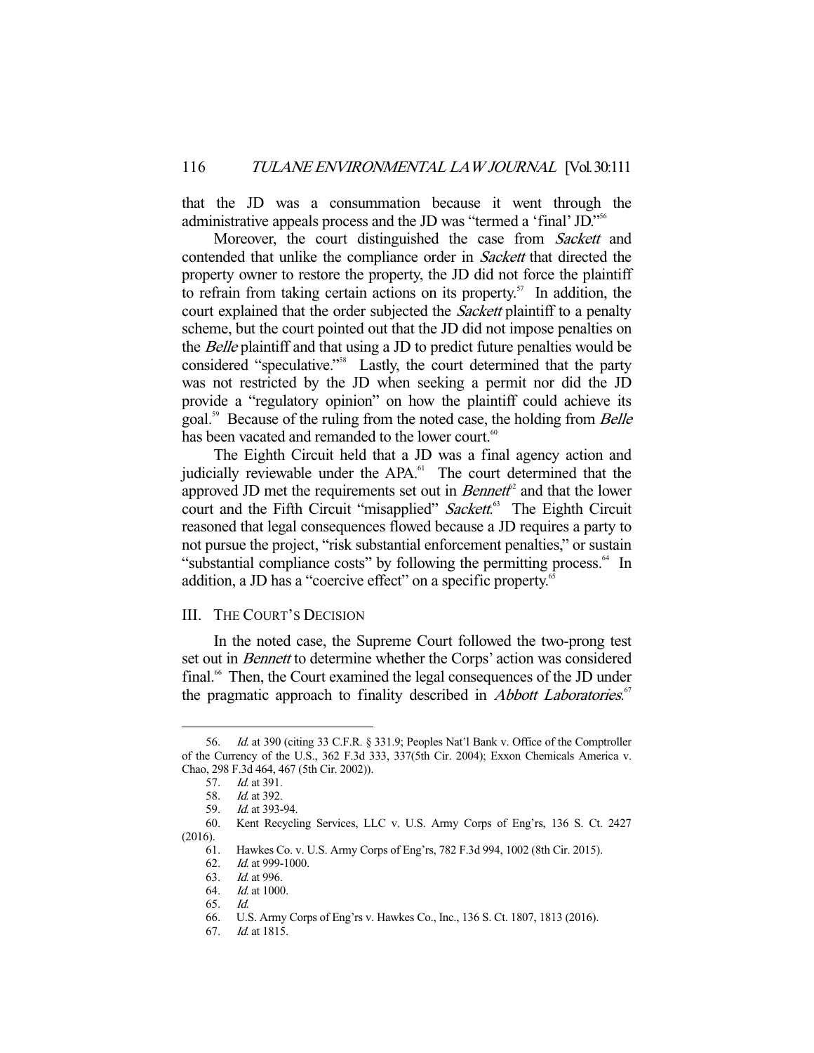that the JD was a consummation because it went through the administrative appeals process and the JD was "termed a 'final' JD."[56]

Moreover, the court distinguished the case from *Sackett* and contended that unlike the compliance order in *Sackett* that directed the property owner to restore the property, the JD did not force the plaintiff to refrain from taking certain actions on its property.[57] In addition, the court explained that the order subjected the *Sackett* plaintiff to a penalty scheme, but the court pointed out that the JD did not impose penalties on the *Belle* plaintiff and that using a JD to predict future penalties would be considered "speculative."[58] Lastly, the court determined that the party was not restricted by the JD when seeking a permit nor did the JD provide a "regulatory opinion" on how the plaintiff could achieve its goal.[59] Because of the ruling from the noted case, the holding from *Belle* has been vacated and remanded to the lower court.[60]

The Eighth Circuit held that a JD was a final agency action and judicially reviewable under the APA.[61] The court determined that the approved JD met the requirements set out in *Bennett*[62] and that the lower court and the Fifth Circuit "misapplied" *Sackett*.[63] The Eighth Circuit reasoned that legal consequences flowed because a JD requires a party to not pursue the project, "risk substantial enforcement penalties," or sustain "substantial compliance costs" by following the permitting process.[64] In addition, a JD has a "coercive effect" on a specific property.[65]

## III. The Court's Decision

In the noted case, the Supreme Court followed the two-prong test set out in *Bennett* to determine whether the Corps' action was considered final.[66] Then, the Court examined the legal consequences of the JD under the pragmatic approach to finality described in *Abbott Laboratories*.[67]

---

56. *Id.* at 390 (citing 33 C.F.R. § 331.9; Peoples Nat'l Bank v. Office of the Comptroller of the Currency of the U.S., 362 F.3d 333, 337(5th Cir. 2004); Exxon Chemicals America v. Chao, 298 F.3d 464, 467 (5th Cir. 2002)).
57. *Id.* at 391.
58. *Id.* at 392.
59. *Id.* at 393-94.
60. Kent Recycling Services, LLC v. U.S. Army Corps of Eng'rs, 136 S. Ct. 2427 (2016).
61. Hawkes Co. v. U.S. Army Corps of Eng'rs, 782 F.3d 994, 1002 (8th Cir. 2015).
62. *Id.* at 999-1000.
63. *Id.* at 996.
64. *Id.* at 1000.
65. *Id.*
66. U.S. Army Corps of Eng'rs v. Hawkes Co., Inc., 136 S. Ct. 1807, 1813 (2016).
67. *Id.* at 1815.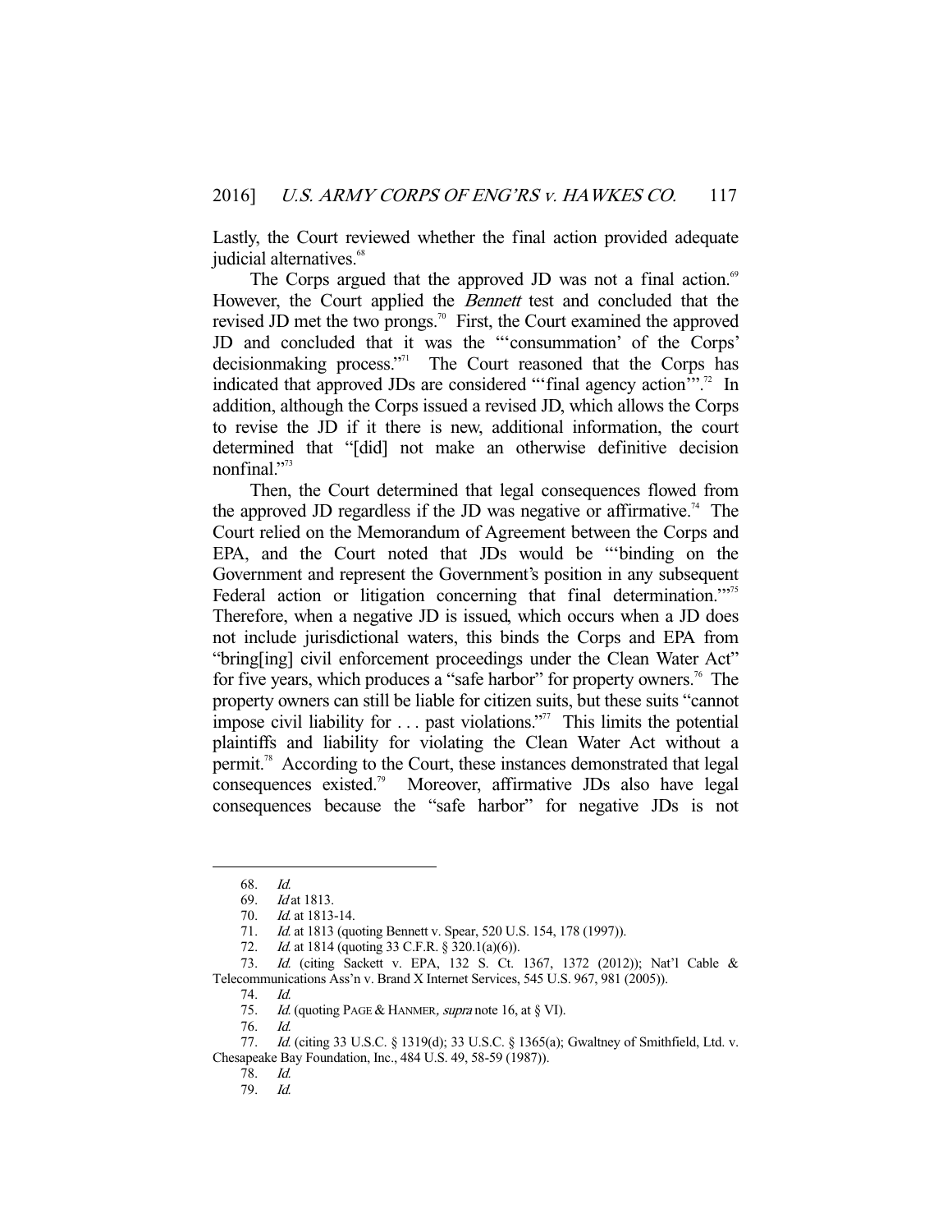Lastly, the Court reviewed whether the final action provided adequate judicial alternatives.[68]

The Corps argued that the approved JD was not a final action.[69] However, the Court applied the *Bennett* test and concluded that the revised JD met the two prongs.[70] First, the Court examined the approved JD and concluded that it was the "'consummation' of the Corps' decisionmaking process."[71] The Court reasoned that the Corps has indicated that approved JDs are considered "'final agency action'".[72] In addition, although the Corps issued a revised JD, which allows the Corps to revise the JD if it there is new, additional information, the court determined that "[did] not make an otherwise definitive decision nonfinal."[73]

Then, the Court determined that legal consequences flowed from the approved JD regardless if the JD was negative or affirmative.[74] The Court relied on the Memorandum of Agreement between the Corps and EPA, and the Court noted that JDs would be "'binding on the Government and represent the Government's position in any subsequent Federal action or litigation concerning that final determination.'"[75] Therefore, when a negative JD is issued, which occurs when a JD does not include jurisdictional waters, this binds the Corps and EPA from "bring[ing] civil enforcement proceedings under the Clean Water Act" for five years, which produces a "safe harbor" for property owners.[76] The property owners can still be liable for citizen suits, but these suits "cannot impose civil liability for . . . past violations."[77] This limits the potential plaintiffs and liability for violating the Clean Water Act without a permit.[78] According to the Court, these instances demonstrated that legal consequences existed.[79] Moreover, affirmative JDs also have legal consequences because the "safe harbor" for negative JDs is not

---

68. *Id.*
69. *Id* at 1813.
70. *Id.* at 1813-14.
71. *Id.* at 1813 (quoting Bennett v. Spear, 520 U.S. 154, 178 (1997)).
72. *Id.* at 1814 (quoting 33 C.F.R. § 320.1(a)(6)).
73. *Id.* (citing Sackett v. EPA, 132 S. Ct. 1367, 1372 (2012)); Nat'l Cable & Telecommunications Ass'n v. Brand X Internet Services, 545 U.S. 967, 981 (2005)).
74. *Id.*
75. *Id.* (quoting PAGE & HANMER, *supra* note 16, at § VI).
76. *Id.*
77. *Id.* (citing 33 U.S.C. § 1319(d); 33 U.S.C. § 1365(a); Gwaltney of Smithfield, Ltd. v. Chesapeake Bay Foundation, Inc., 484 U.S. 49, 58-59 (1987)).
78. *Id.*
79. *Id.*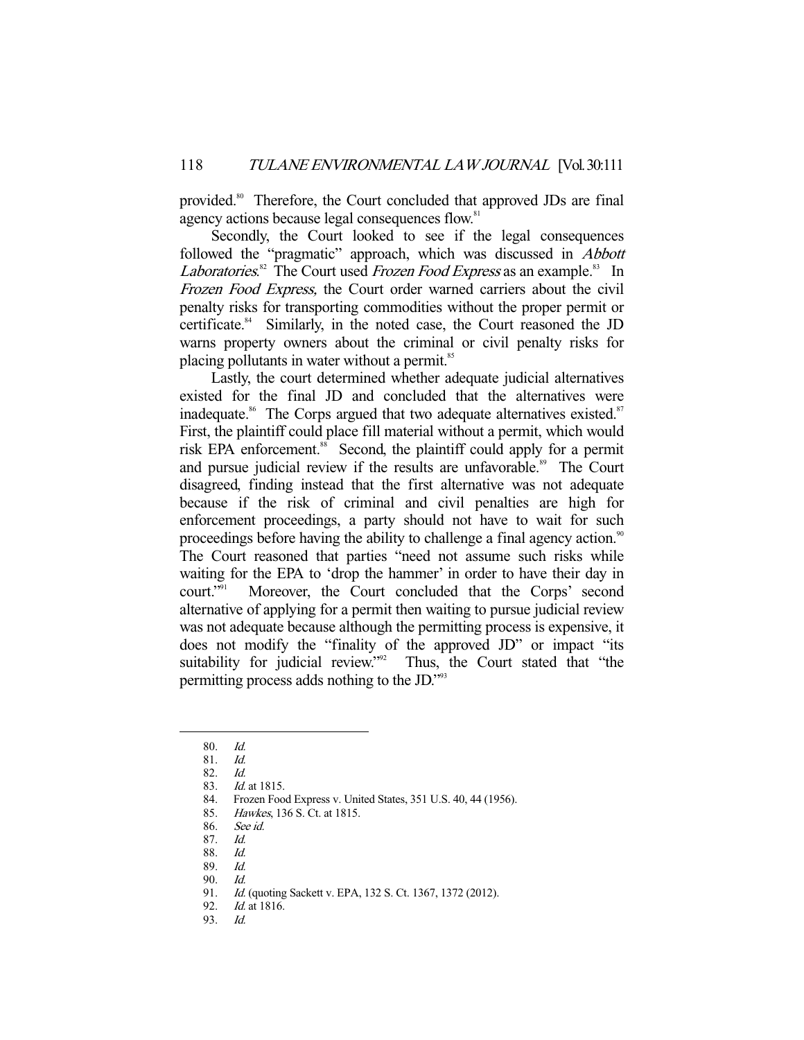provided.[80] Therefore, the Court concluded that approved JDs are final agency actions because legal consequences flow.[81]

Secondly, the Court looked to see if the legal consequences followed the "pragmatic" approach, which was discussed in *Abbott Laboratories*.[82] The Court used *Frozen Food Express* as an example.[83] In *Frozen Food Express,* the Court order warned carriers about the civil penalty risks for transporting commodities without the proper permit or certificate.[84] Similarly, in the noted case, the Court reasoned the JD warns property owners about the criminal or civil penalty risks for placing pollutants in water without a permit.[85]

Lastly, the court determined whether adequate judicial alternatives existed for the final JD and concluded that the alternatives were inadequate.[86] The Corps argued that two adequate alternatives existed.[87] First, the plaintiff could place fill material without a permit, which would risk EPA enforcement.[88] Second, the plaintiff could apply for a permit and pursue judicial review if the results are unfavorable.[89] The Court disagreed, finding instead that the first alternative was not adequate because if the risk of criminal and civil penalties are high for enforcement proceedings, a party should not have to wait for such proceedings before having the ability to challenge a final agency action.[90] The Court reasoned that parties "need not assume such risks while waiting for the EPA to 'drop the hammer' in order to have their day in court."[91] Moreover, the Court concluded that the Corps' second alternative of applying for a permit then waiting to pursue judicial review was not adequate because although the permitting process is expensive, it does not modify the "finality of the approved JD" or impact "its suitability for judicial review."[92] Thus, the Court stated that "the permitting process adds nothing to the JD."[93]

---

80. *Id.*
81. *Id.*
82. *Id.*
83. *Id.* at 1815.
84. Frozen Food Express v. United States, 351 U.S. 40, 44 (1956).
85. *Hawkes*, 136 S. Ct. at 1815.
86. *See id.*
87. *Id.*
88. *Id.*
89. *Id.*
90. *Id.*
91. *Id.* (quoting Sackett v. EPA, 132 S. Ct. 1367, 1372 (2012).
92. *Id.* at 1816.
93. *Id.*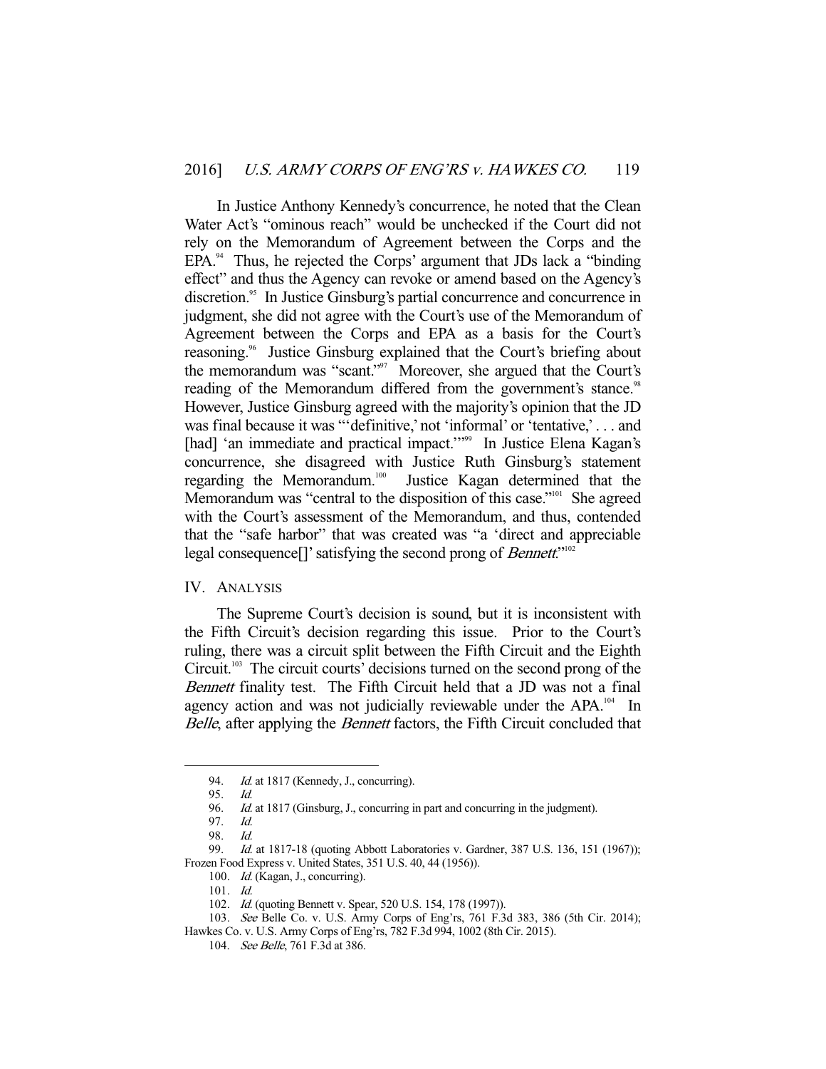In Justice Anthony Kennedy's concurrence, he noted that the Clean Water Act's "ominous reach" would be unchecked if the Court did not rely on the Memorandum of Agreement between the Corps and the EPA.[94] Thus, he rejected the Corps' argument that JDs lack a "binding effect" and thus the Agency can revoke or amend based on the Agency's discretion.[95] In Justice Ginsburg's partial concurrence and concurrence in judgment, she did not agree with the Court's use of the Memorandum of Agreement between the Corps and EPA as a basis for the Court's reasoning.[96] Justice Ginsburg explained that the Court's briefing about the memorandum was "scant."[97] Moreover, she argued that the Court's reading of the Memorandum differed from the government's stance.[98] However, Justice Ginsburg agreed with the majority's opinion that the JD was final because it was "'definitive,' not 'informal' or 'tentative,' . . . and [had] 'an immediate and practical impact.'"[99] In Justice Elena Kagan's concurrence, she disagreed with Justice Ruth Ginsburg's statement regarding the Memorandum.[100] Justice Kagan determined that the Memorandum was "central to the disposition of this case."[101] She agreed with the Court's assessment of the Memorandum, and thus, contended that the "safe harbor" that was created was "a 'direct and appreciable legal consequence[]' satisfying the second prong of *Bennett*."[102]

## IV. Analysis

The Supreme Court's decision is sound, but it is inconsistent with the Fifth Circuit's decision regarding this issue. Prior to the Court's ruling, there was a circuit split between the Fifth Circuit and the Eighth Circuit.[103] The circuit courts' decisions turned on the second prong of the *Bennett* finality test. The Fifth Circuit held that a JD was not a final agency action and was not judicially reviewable under the APA.[104] In *Belle*, after applying the *Bennett* factors, the Fifth Circuit concluded that

---

94. *Id.* at 1817 (Kennedy, J., concurring).

95. *Id.*

96. *Id.* at 1817 (Ginsburg, J., concurring in part and concurring in the judgment).

97. *Id.*

98. *Id.*

99. *Id.* at 1817-18 (quoting Abbott Laboratories v. Gardner, 387 U.S. 136, 151 (1967)); Frozen Food Express v. United States, 351 U.S. 40, 44 (1956)).

100. *Id.* (Kagan, J., concurring).

101. *Id.*

102. *Id.* (quoting Bennett v. Spear, 520 U.S. 154, 178 (1997)).

103. *See* Belle Co. v. U.S. Army Corps of Eng'rs, 761 F.3d 383, 386 (5th Cir. 2014); Hawkes Co. v. U.S. Army Corps of Eng'rs, 782 F.3d 994, 1002 (8th Cir. 2015).

104. *See Belle*, 761 F.3d at 386.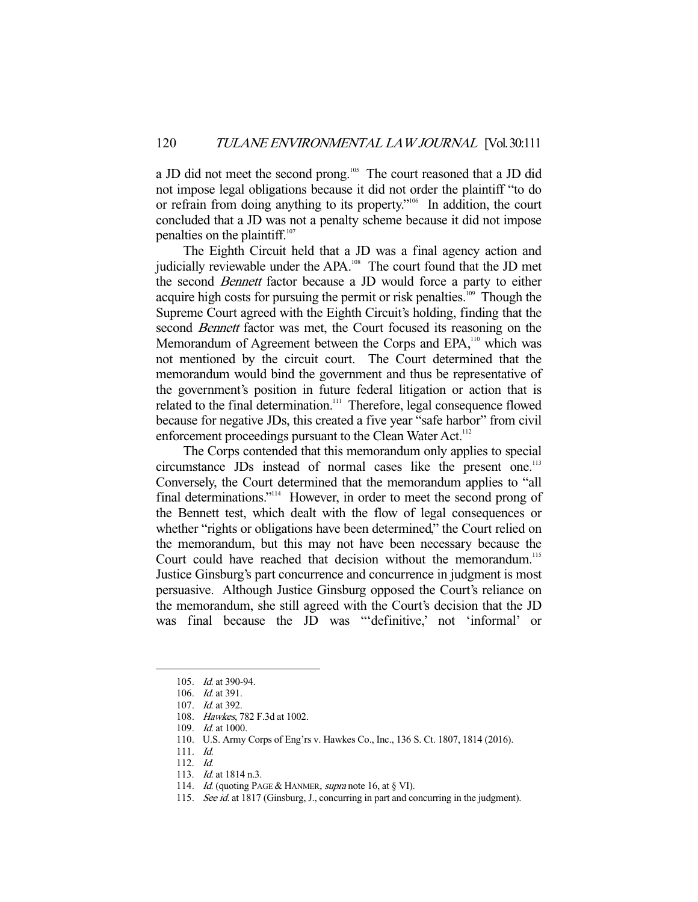a JD did not meet the second prong.[105] The court reasoned that a JD did not impose legal obligations because it did not order the plaintiff "to do or refrain from doing anything to its property."[106] In addition, the court concluded that a JD was not a penalty scheme because it did not impose penalties on the plaintiff.[107]

The Eighth Circuit held that a JD was a final agency action and judicially reviewable under the APA.[108] The court found that the JD met the second *Bennett* factor because a JD would force a party to either acquire high costs for pursuing the permit or risk penalties.[109] Though the Supreme Court agreed with the Eighth Circuit's holding, finding that the second *Bennett* factor was met, the Court focused its reasoning on the Memorandum of Agreement between the Corps and EPA,[110] which was not mentioned by the circuit court. The Court determined that the memorandum would bind the government and thus be representative of the government's position in future federal litigation or action that is related to the final determination.[111] Therefore, legal consequence flowed because for negative JDs, this created a five year "safe harbor" from civil enforcement proceedings pursuant to the Clean Water Act.[112]

The Corps contended that this memorandum only applies to special circumstance JDs instead of normal cases like the present one.[113] Conversely, the Court determined that the memorandum applies to "all final determinations."[114] However, in order to meet the second prong of the Bennett test, which dealt with the flow of legal consequences or whether "rights or obligations have been determined," the Court relied on the memorandum, but this may not have been necessary because the Court could have reached that decision without the memorandum.[115] Justice Ginsburg's part concurrence and concurrence in judgment is most persuasive. Although Justice Ginsburg opposed the Court's reliance on the memorandum, she still agreed with the Court's decision that the JD was final because the JD was "'definitive,' not 'informal' or

---

105. *Id.* at 390-94.
106. *Id.* at 391.
107. *Id.* at 392.
108. *Hawkes*, 782 F.3d at 1002.
109. *Id.* at 1000.
110. U.S. Army Corps of Eng'rs v. Hawkes Co., Inc., 136 S. Ct. 1807, 1814 (2016).
111. *Id.*
112. *Id.*
113. *Id.* at 1814 n.3.
114. *Id.* (quoting PAGE & HANMER, *supra* note 16, at § VI).
115. *See id.* at 1817 (Ginsburg, J., concurring in part and concurring in the judgment).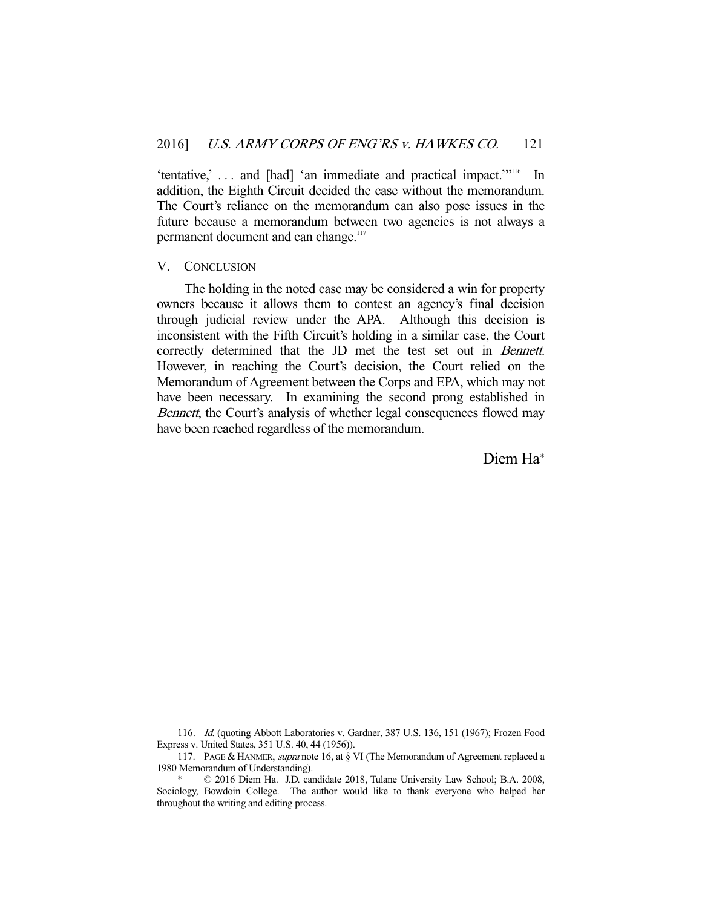'tentative,' . . . and [had] 'an immediate and practical impact.'"[116] In addition, the Eighth Circuit decided the case without the memorandum. The Court's reliance on the memorandum can also pose issues in the future because a memorandum between two agencies is not always a permanent document and can change.[117]

## V. CONCLUSION

The holding in the noted case may be considered a win for property owners because it allows them to contest an agency's final decision through judicial review under the APA. Although this decision is inconsistent with the Fifth Circuit's holding in a similar case, the Court correctly determined that the JD met the test set out in *Bennett*. However, in reaching the Court's decision, the Court relied on the Memorandum of Agreement between the Corps and EPA, which may not have been necessary. In examining the second prong established in *Bennett*, the Court's analysis of whether legal consequences flowed may have been reached regardless of the memorandum.

Diem Ha[*]

---

116. *Id.* (quoting Abbott Laboratories v. Gardner, 387 U.S. 136, 151 (1967); Frozen Food Express v. United States, 351 U.S. 40, 44 (1956)).

117. PAGE & HANMER, *supra* note 16, at § VI (The Memorandum of Agreement replaced a 1980 Memorandum of Understanding).

\* © 2016 Diem Ha. J.D. candidate 2018, Tulane University Law School; B.A. 2008, Sociology, Bowdoin College. The author would like to thank everyone who helped her throughout the writing and editing process.